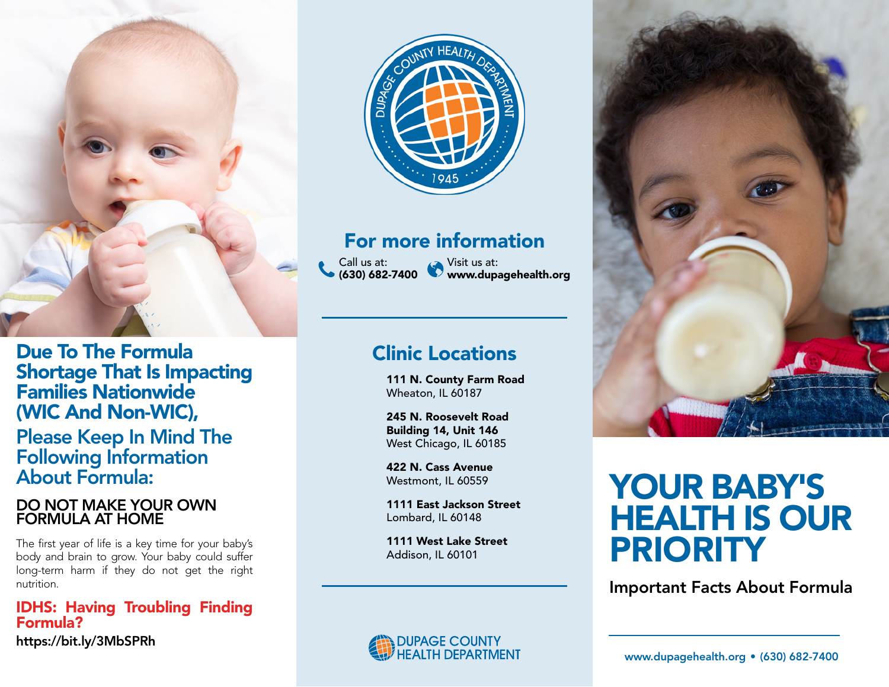## Due To The Formula Shortage That Is Impacting Families Nationwide (WIC And Non-WIC),

## Please Keep In Mind The Following Information About Formula:

### DO NOT MAKE YOUR OWN FORMULA AT HOME

The first year of life is a key time for your baby's body and brain to grow. Your baby could suffer long-term harm if they do not get the right nutrition.

**IDHS: Having Troubling Finding Formula?**

https://bit.ly/3MbSPRh

DUPAGE COUNTY HEALTH DEPARTMENT 1945

## For more information

Call us at: **(630) 682-7400**

Visit us at: **www.dupagehealth.org**

## Clinic Locations

**111 N. County Farm Road**
Wheaton, IL 60187

**245 N. Roosevelt Road**
**Building 14, Unit 146**
West Chicago, IL 60185

**422 N. Cass Avenue**
Westmont, IL 60559

**1111 East Jackson Street**
Lombard, IL 60148

**1111 West Lake Street**
Addison, IL 60101

DUPAGE COUNTY HEALTH DEPARTMENT

# YOUR BABY'S HEALTH IS OUR PRIORITY

Important Facts About Formula

www.dupagehealth.org • (630) 682-7400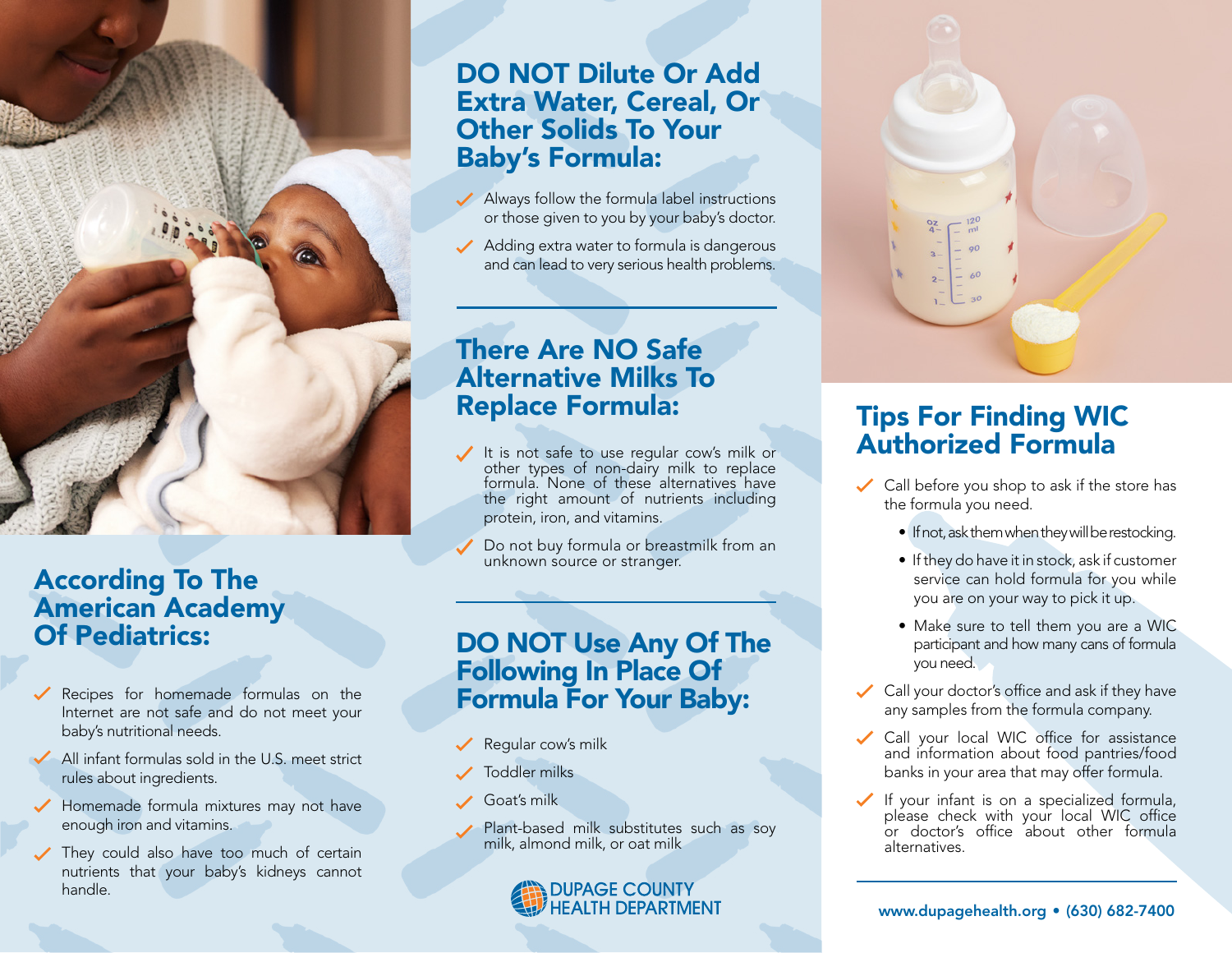## According To The American Academy Of Pediatrics:

- Recipes for homemade formulas on the Internet are not safe and do not meet your baby's nutritional needs.
- All infant formulas sold in the U.S. meet strict rules about ingredients.
- Homemade formula mixtures may not have enough iron and vitamins.
- They could also have too much of certain nutrients that your baby's kidneys cannot handle.

## DO NOT Dilute Or Add Extra Water, Cereal, Or Other Solids To Your Baby's Formula:

- Always follow the formula label instructions or those given to you by your baby's doctor.
- Adding extra water to formula is dangerous and can lead to very serious health problems.

## There Are NO Safe Alternative Milks To Replace Formula:

- It is not safe to use regular cow's milk or other types of non-dairy milk to replace formula. None of these alternatives have the right amount of nutrients including protein, iron, and vitamins.
- Do not buy formula or breastmilk from an unknown source or stranger.

## DO NOT Use Any Of The Following In Place Of Formula For Your Baby:

- Regular cow's milk
- Toddler milks
- Goat's milk
- Plant-based milk substitutes such as soy milk, almond milk, or oat milk

DUPAGE COUNTY HEALTH DEPARTMENT

## Tips For Finding WIC Authorized Formula

- Call before you shop to ask if the store has the formula you need.
  - If not, ask them when they will be restocking.
  - If they do have it in stock, ask if customer service can hold formula for you while you are on your way to pick it up.
  - Make sure to tell them you are a WIC participant and how many cans of formula you need.
- Call your doctor's office and ask if they have any samples from the formula company.
- Call your local WIC office for assistance and information about food pantries/food banks in your area that may offer formula.
- If your infant is on a specialized formula, please check with your local WIC office or doctor's office about other formula alternatives.

www.dupagehealth.org • (630) 682-7400